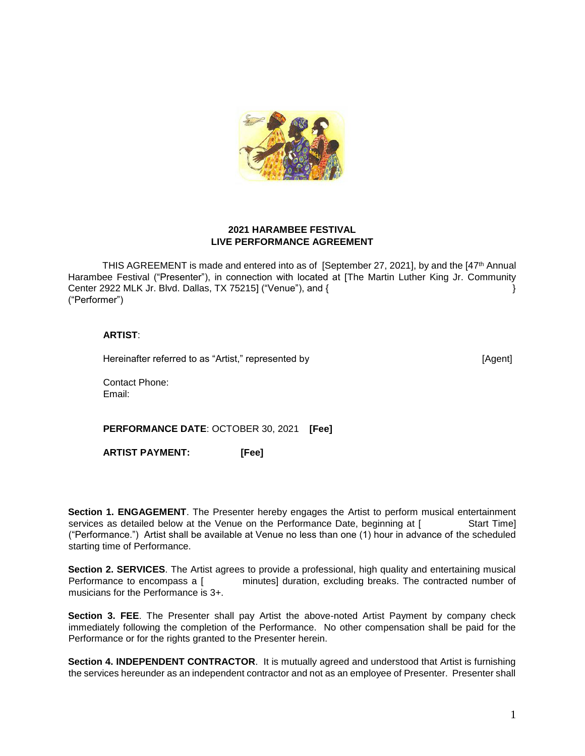## 2021 HARAMBEE FESTIVAL
## LIVE PERFORMANCE AGREEMENT

THIS AGREEMENT is made and entered into as of [September 27, 2021], by and the [47th Annual Harambee Festival ("Presenter"), in connection with located at [The Martin Luther King Jr. Community Center 2922 MLK Jr. Blvd. Dallas, TX 75215] ("Venue"), and { } ("Performer")

**ARTIST**:

Hereinafter referred to as "Artist," represented by [Agent]

Contact Phone:
Email:

**PERFORMANCE DATE**: OCTOBER 30, 2021 **[Fee]**

**ARTIST PAYMENT:** **[Fee]**

**Section 1. ENGAGEMENT**. The Presenter hereby engages the Artist to perform musical entertainment services as detailed below at the Venue on the Performance Date, beginning at [ Start Time] ("Performance.") Artist shall be available at Venue no less than one (1) hour in advance of the scheduled starting time of Performance.

**Section 2. SERVICES**. The Artist agrees to provide a professional, high quality and entertaining musical Performance to encompass a [ minutes] duration, excluding breaks. The contracted number of musicians for the Performance is 3+.

**Section 3. FEE**. The Presenter shall pay Artist the above-noted Artist Payment by company check immediately following the completion of the Performance. No other compensation shall be paid for the Performance or for the rights granted to the Presenter herein.

**Section 4. INDEPENDENT CONTRACTOR**. It is mutually agreed and understood that Artist is furnishing the services hereunder as an independent contractor and not as an employee of Presenter. Presenter shall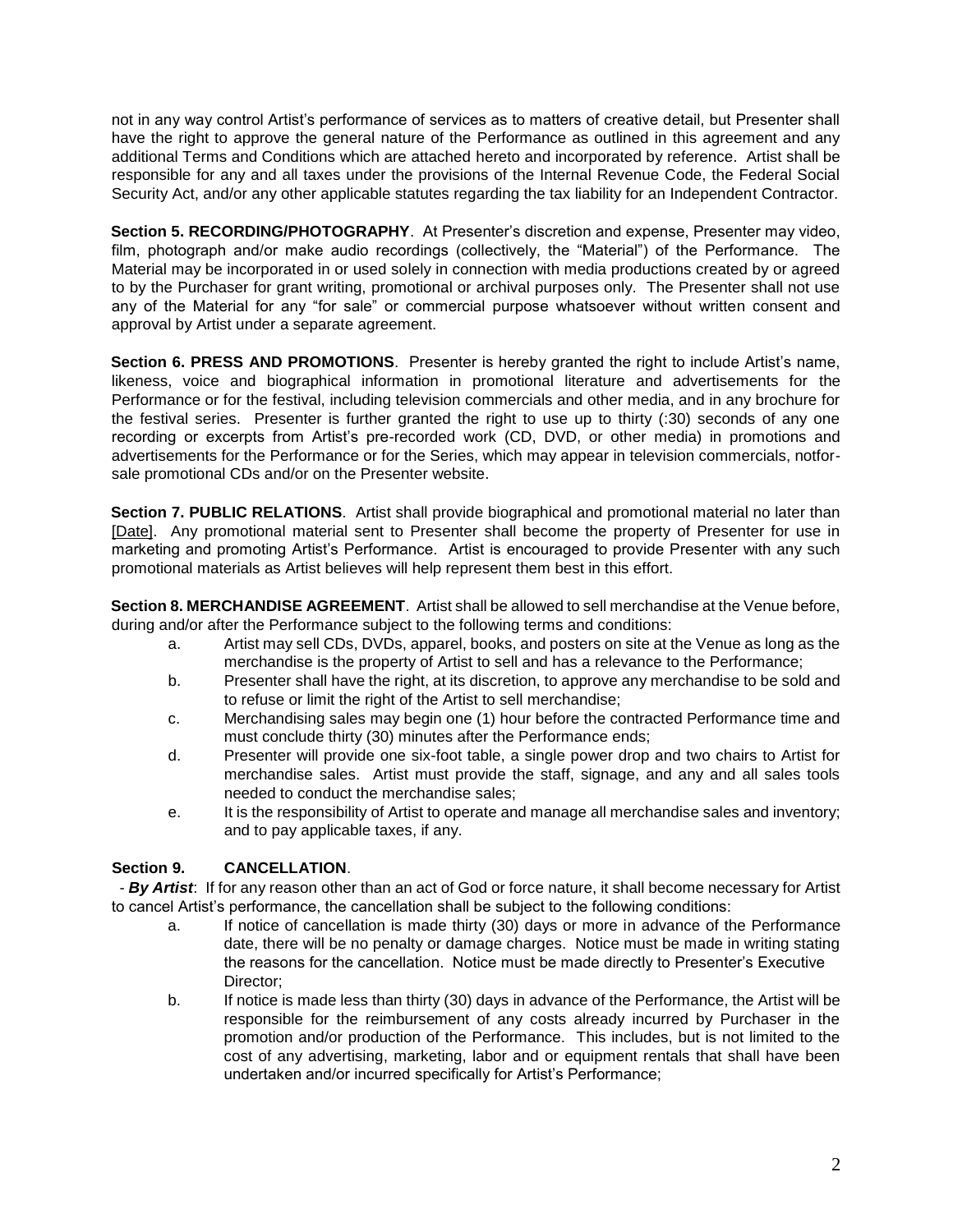not in any way control Artist's performance of services as to matters of creative detail, but Presenter shall have the right to approve the general nature of the Performance as outlined in this agreement and any additional Terms and Conditions which are attached hereto and incorporated by reference. Artist shall be responsible for any and all taxes under the provisions of the Internal Revenue Code, the Federal Social Security Act, and/or any other applicable statutes regarding the tax liability for an Independent Contractor.

**Section 5. RECORDING/PHOTOGRAPHY**. At Presenter's discretion and expense, Presenter may video, film, photograph and/or make audio recordings (collectively, the "Material") of the Performance. The Material may be incorporated in or used solely in connection with media productions created by or agreed to by the Purchaser for grant writing, promotional or archival purposes only. The Presenter shall not use any of the Material for any "for sale" or commercial purpose whatsoever without written consent and approval by Artist under a separate agreement.

**Section 6. PRESS AND PROMOTIONS**. Presenter is hereby granted the right to include Artist's name, likeness, voice and biographical information in promotional literature and advertisements for the Performance or for the festival, including television commercials and other media, and in any brochure for the festival series. Presenter is further granted the right to use up to thirty (:30) seconds of any one recording or excerpts from Artist's pre-recorded work (CD, DVD, or other media) in promotions and advertisements for the Performance or for the Series, which may appear in television commercials, notfor-sale promotional CDs and/or on the Presenter website.

**Section 7. PUBLIC RELATIONS**. Artist shall provide biographical and promotional material no later than [Date]. Any promotional material sent to Presenter shall become the property of Presenter for use in marketing and promoting Artist's Performance. Artist is encouraged to provide Presenter with any such promotional materials as Artist believes will help represent them best in this effort.

**Section 8. MERCHANDISE AGREEMENT**. Artist shall be allowed to sell merchandise at the Venue before, during and/or after the Performance subject to the following terms and conditions:

a. Artist may sell CDs, DVDs, apparel, books, and posters on site at the Venue as long as the merchandise is the property of Artist to sell and has a relevance to the Performance;

b. Presenter shall have the right, at its discretion, to approve any merchandise to be sold and to refuse or limit the right of the Artist to sell merchandise;

c. Merchandising sales may begin one (1) hour before the contracted Performance time and must conclude thirty (30) minutes after the Performance ends;

d. Presenter will provide one six-foot table, a single power drop and two chairs to Artist for merchandise sales. Artist must provide the staff, signage, and any and all sales tools needed to conduct the merchandise sales;

e. It is the responsibility of Artist to operate and manage all merchandise sales and inventory; and to pay applicable taxes, if any.

**Section 9. CANCELLATION**.

- ***By Artist***: If for any reason other than an act of God or force nature, it shall become necessary for Artist to cancel Artist's performance, the cancellation shall be subject to the following conditions:

a. If notice of cancellation is made thirty (30) days or more in advance of the Performance date, there will be no penalty or damage charges. Notice must be made in writing stating the reasons for the cancellation. Notice must be made directly to Presenter's Executive Director;

b. If notice is made less than thirty (30) days in advance of the Performance, the Artist will be responsible for the reimbursement of any costs already incurred by Purchaser in the promotion and/or production of the Performance. This includes, but is not limited to the cost of any advertising, marketing, labor and or equipment rentals that shall have been undertaken and/or incurred specifically for Artist's Performance;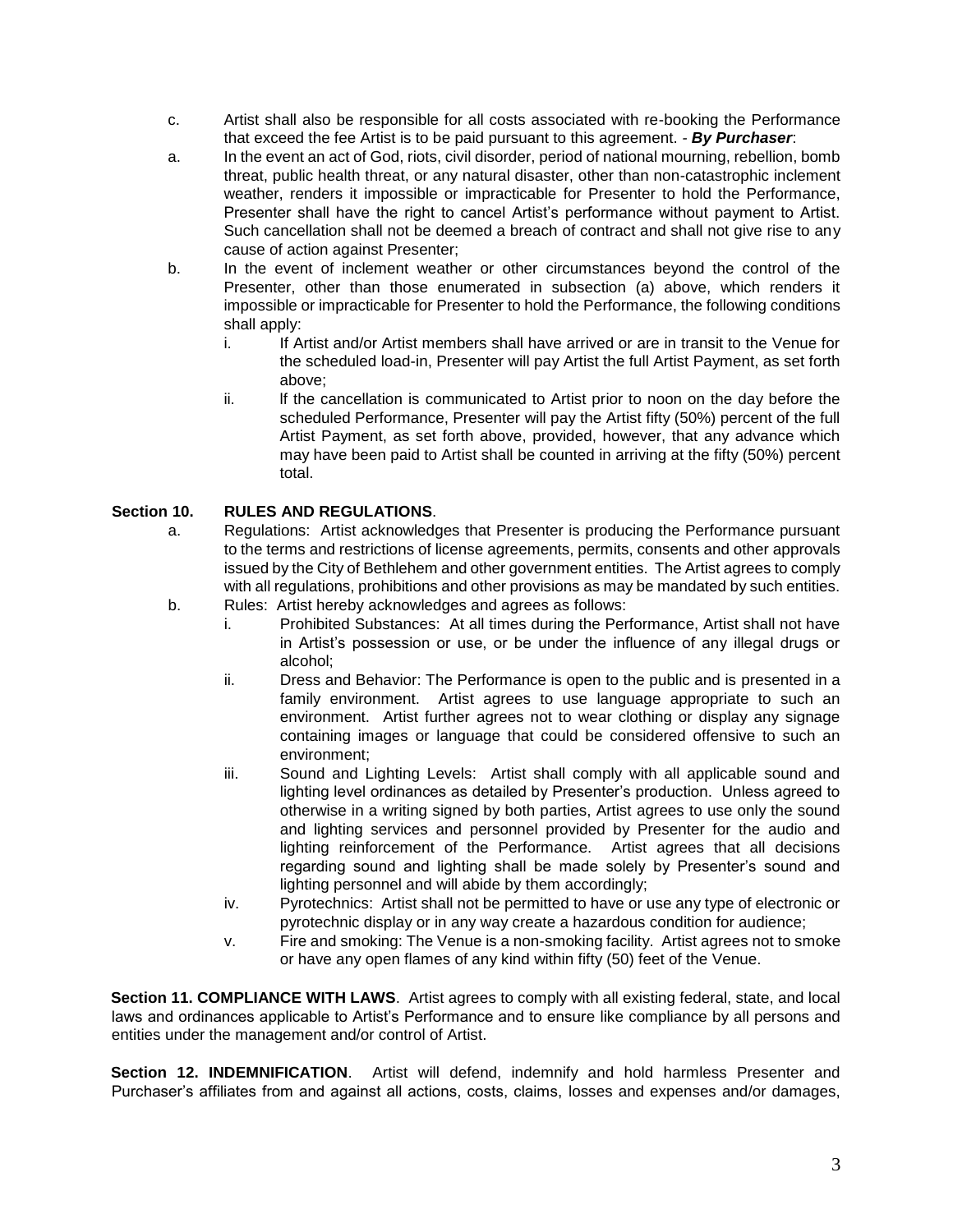c. Artist shall also be responsible for all costs associated with re-booking the Performance that exceed the fee Artist is to be paid pursuant to this agreement. - ***By Purchaser***:

a. In the event an act of God, riots, civil disorder, period of national mourning, rebellion, bomb threat, public health threat, or any natural disaster, other than non-catastrophic inclement weather, renders it impossible or impracticable for Presenter to hold the Performance, Presenter shall have the right to cancel Artist's performance without payment to Artist. Such cancellation shall not be deemed a breach of contract and shall not give rise to any cause of action against Presenter;

b. In the event of inclement weather or other circumstances beyond the control of the Presenter, other than those enumerated in subsection (a) above, which renders it impossible or impracticable for Presenter to hold the Performance, the following conditions shall apply:

   i. If Artist and/or Artist members shall have arrived or are in transit to the Venue for the scheduled load-in, Presenter will pay Artist the full Artist Payment, as set forth above;

   ii. lf the cancellation is communicated to Artist prior to noon on the day before the scheduled Performance, Presenter will pay the Artist fifty (50%) percent of the full Artist Payment, as set forth above, provided, however, that any advance which may have been paid to Artist shall be counted in arriving at the fifty (50%) percent total.

**Section 10. RULES AND REGULATIONS**.

a. Regulations: Artist acknowledges that Presenter is producing the Performance pursuant to the terms and restrictions of license agreements, permits, consents and other approvals issued by the City of Bethlehem and other government entities. The Artist agrees to comply with all regulations, prohibitions and other provisions as may be mandated by such entities.

b. Rules: Artist hereby acknowledges and agrees as follows:

   i. Prohibited Substances: At all times during the Performance, Artist shall not have in Artist's possession or use, or be under the influence of any illegal drugs or alcohol;

   ii. Dress and Behavior: The Performance is open to the public and is presented in a family environment. Artist agrees to use language appropriate to such an environment. Artist further agrees not to wear clothing or display any signage containing images or language that could be considered offensive to such an environment;

   iii. Sound and Lighting Levels: Artist shall comply with all applicable sound and lighting level ordinances as detailed by Presenter's production. Unless agreed to otherwise in a writing signed by both parties, Artist agrees to use only the sound and lighting services and personnel provided by Presenter for the audio and lighting reinforcement of the Performance. Artist agrees that all decisions regarding sound and lighting shall be made solely by Presenter's sound and lighting personnel and will abide by them accordingly;

   iv. Pyrotechnics: Artist shall not be permitted to have or use any type of electronic or pyrotechnic display or in any way create a hazardous condition for audience;

   v. Fire and smoking: The Venue is a non-smoking facility. Artist agrees not to smoke or have any open flames of any kind within fifty (50) feet of the Venue.

**Section 11. COMPLIANCE WITH LAWS**. Artist agrees to comply with all existing federal, state, and local laws and ordinances applicable to Artist's Performance and to ensure like compliance by all persons and entities under the management and/or control of Artist.

**Section 12. INDEMNIFICATION**. Artist will defend, indemnify and hold harmless Presenter and Purchaser's affiliates from and against all actions, costs, claims, losses and expenses and/or damages,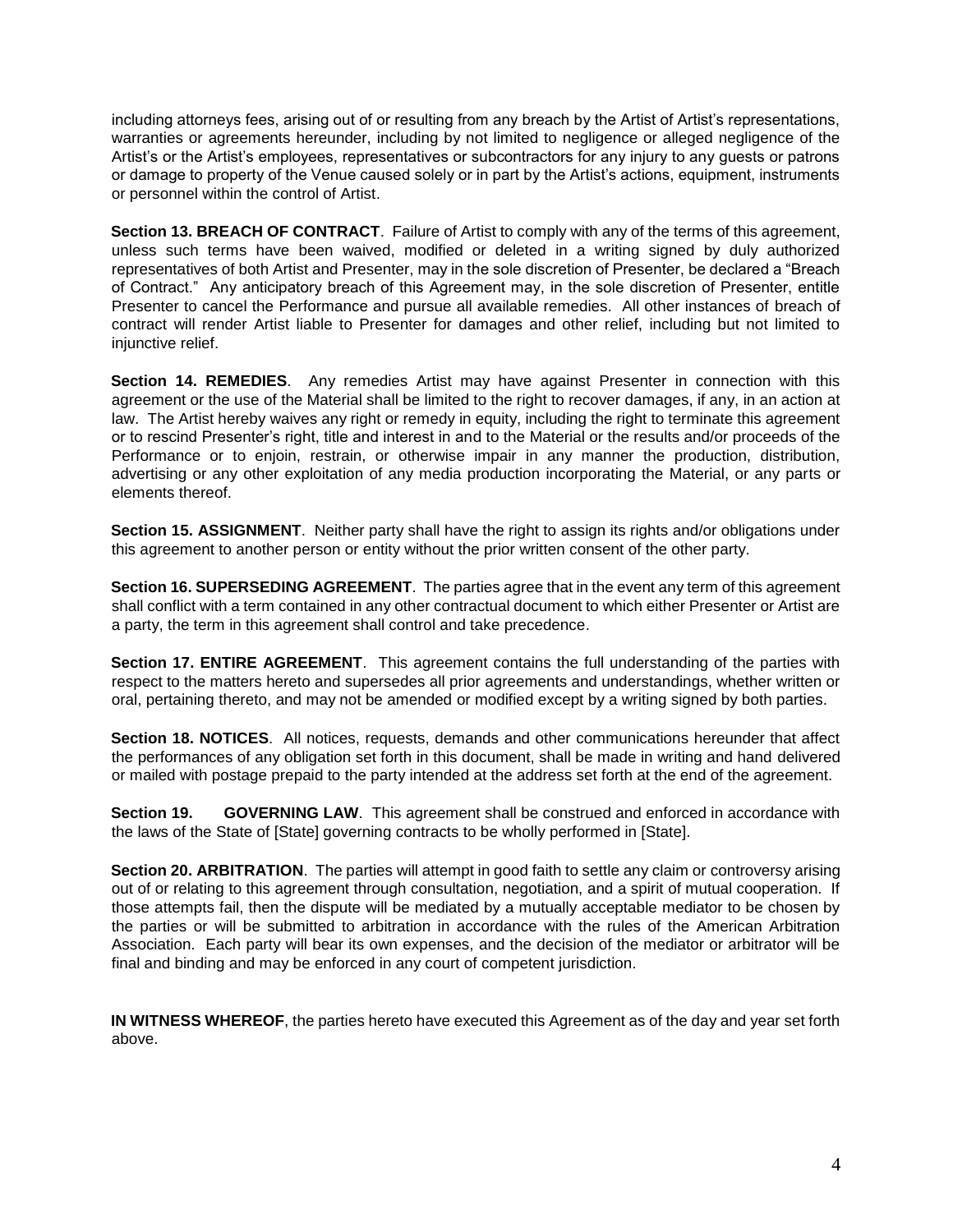including attorneys fees, arising out of or resulting from any breach by the Artist of Artist's representations, warranties or agreements hereunder, including by not limited to negligence or alleged negligence of the Artist's or the Artist's employees, representatives or subcontractors for any injury to any guests or patrons or damage to property of the Venue caused solely or in part by the Artist's actions, equipment, instruments or personnel within the control of Artist.

**Section 13. BREACH OF CONTRACT**. Failure of Artist to comply with any of the terms of this agreement, unless such terms have been waived, modified or deleted in a writing signed by duly authorized representatives of both Artist and Presenter, may in the sole discretion of Presenter, be declared a "Breach of Contract." Any anticipatory breach of this Agreement may, in the sole discretion of Presenter, entitle Presenter to cancel the Performance and pursue all available remedies. All other instances of breach of contract will render Artist liable to Presenter for damages and other relief, including but not limited to injunctive relief.

**Section 14. REMEDIES**. Any remedies Artist may have against Presenter in connection with this agreement or the use of the Material shall be limited to the right to recover damages, if any, in an action at law. The Artist hereby waives any right or remedy in equity, including the right to terminate this agreement or to rescind Presenter's right, title and interest in and to the Material or the results and/or proceeds of the Performance or to enjoin, restrain, or otherwise impair in any manner the production, distribution, advertising or any other exploitation of any media production incorporating the Material, or any parts or elements thereof.

**Section 15. ASSIGNMENT**. Neither party shall have the right to assign its rights and/or obligations under this agreement to another person or entity without the prior written consent of the other party.

**Section 16. SUPERSEDING AGREEMENT**. The parties agree that in the event any term of this agreement shall conflict with a term contained in any other contractual document to which either Presenter or Artist are a party, the term in this agreement shall control and take precedence.

**Section 17. ENTIRE AGREEMENT**. This agreement contains the full understanding of the parties with respect to the matters hereto and supersedes all prior agreements and understandings, whether written or oral, pertaining thereto, and may not be amended or modified except by a writing signed by both parties.

**Section 18. NOTICES**. All notices, requests, demands and other communications hereunder that affect the performances of any obligation set forth in this document, shall be made in writing and hand delivered or mailed with postage prepaid to the party intended at the address set forth at the end of the agreement.

**Section 19. GOVERNING LAW**. This agreement shall be construed and enforced in accordance with the laws of the State of [State] governing contracts to be wholly performed in [State].

**Section 20. ARBITRATION**. The parties will attempt in good faith to settle any claim or controversy arising out of or relating to this agreement through consultation, negotiation, and a spirit of mutual cooperation. If those attempts fail, then the dispute will be mediated by a mutually acceptable mediator to be chosen by the parties or will be submitted to arbitration in accordance with the rules of the American Arbitration Association. Each party will bear its own expenses, and the decision of the mediator or arbitrator will be final and binding and may be enforced in any court of competent jurisdiction.

**IN WITNESS WHEREOF**, the parties hereto have executed this Agreement as of the day and year set forth above.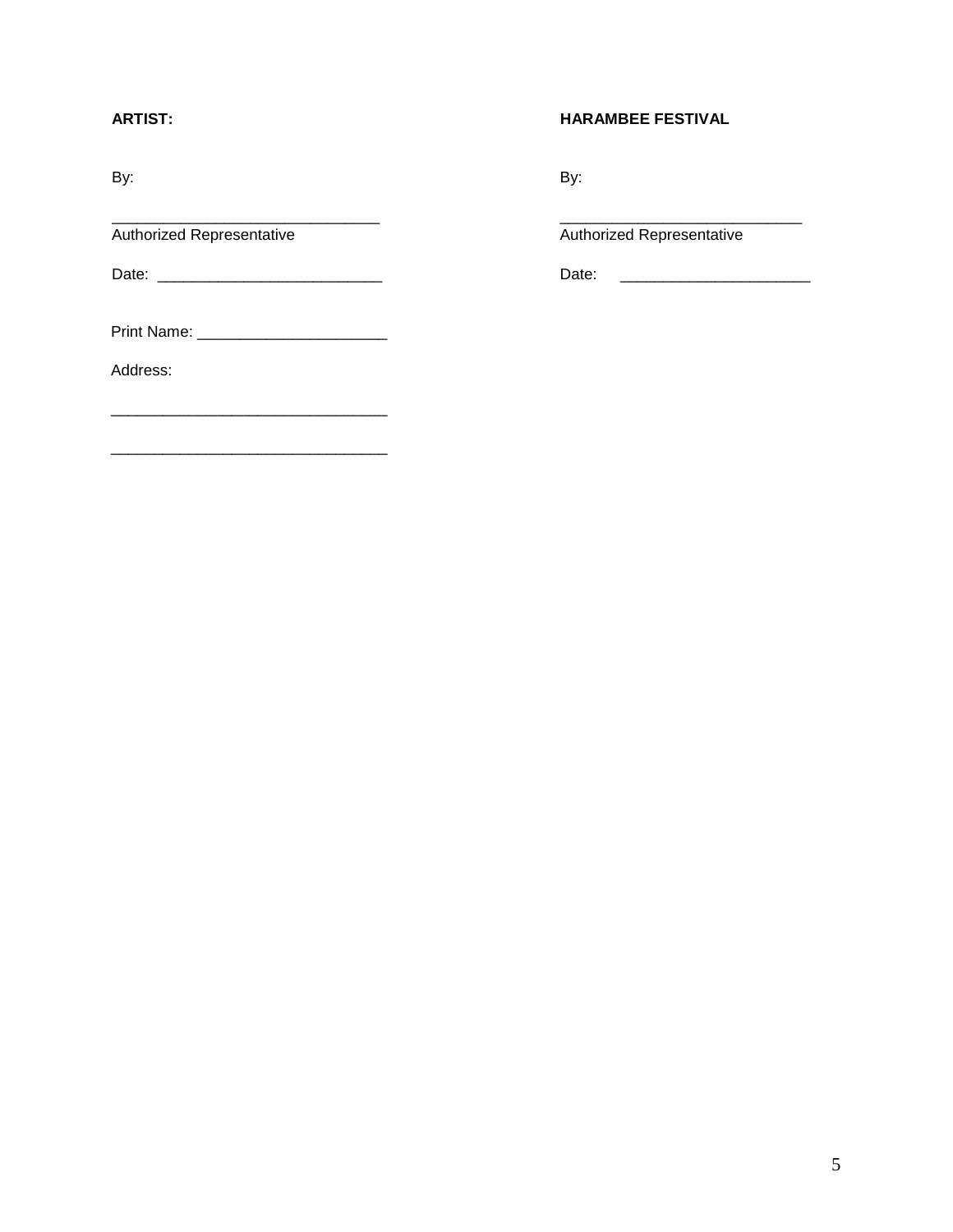**ARTIST:**

By:

\_\_\_\_\_\_\_\_\_\_\_\_\_\_\_\_\_\_\_\_\_\_\_\_\_\_\_\_\_\_\_\_

Authorized Representative

Date: \_\_\_\_\_\_\_\_\_\_\_\_\_\_\_\_\_\_\_\_\_\_\_\_\_\_

Print Name: \_\_\_\_\_\_\_\_\_\_\_\_\_\_\_\_\_\_\_\_\_\_

Address:

\_\_\_\_\_\_\_\_\_\_\_\_\_\_\_\_\_\_\_\_\_\_\_\_\_\_\_\_\_\_\_\_

\_\_\_\_\_\_\_\_\_\_\_\_\_\_\_\_\_\_\_\_\_\_\_\_\_\_\_\_\_\_\_\_

**HARAMBEE FESTIVAL**

By:

\_\_\_\_\_\_\_\_\_\_\_\_\_\_\_\_\_\_\_\_\_\_\_\_\_\_\_\_\_

Authorized Representative

Date: \_\_\_\_\_\_\_\_\_\_\_\_\_\_\_\_\_\_\_\_\_\_